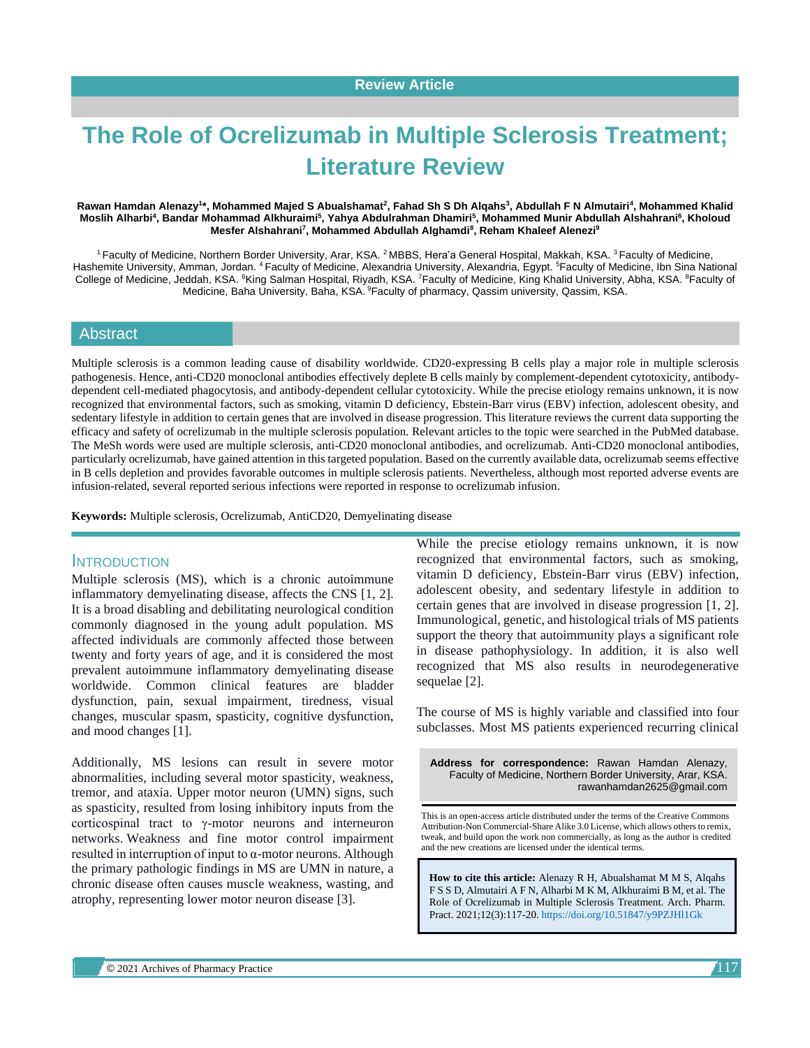Review Article

# The Role of Ocrelizumab in Multiple Sclerosis Treatment; Literature Review

**Rawan Hamdan Alenezy[1]*, Mohammed Majed S Abualshamat[2], Fahad Sh S Dh Alqahs[3], Abdullah F N Almutairi[4], Mohammed Khalid Moslih Alharbi[4], Bandar Mohammad Alkhuraimi[5], Yahya Abdulrahman Dhamiri[5], Mohammed Munir Abdullah Alshahrani[6], Kholoud Mesfer Alshahrani[7], Mohammed Abdullah Alghamdi[8], Reham Khaleef Alenezi[9]**

[1] Faculty of Medicine, Northern Border University, Arar, KSA. [2] MBBS, Hera'a General Hospital, Makkah, KSA. [3] Faculty of Medicine, Hashemite University, Amman, Jordan. [4] Faculty of Medicine, Alexandria University, Alexandria, Egypt. [5] Faculty of Medicine, Ibn Sina National College of Medicine, Jeddah, KSA. [6] King Salman Hospital, Riyadh, KSA. [7] Faculty of Medicine, King Khalid University, Abha, KSA. [8] Faculty of Medicine, Baha University, Baha, KSA. [9] Faculty of pharmacy, Qassim university, Qassim, KSA.

## Abstract

Multiple sclerosis is a common leading cause of disability worldwide. CD20-expressing B cells play a major role in multiple sclerosis pathogenesis. Hence, anti-CD20 monoclonal antibodies effectively deplete B cells mainly by complement-dependent cytotoxicity, antibody-dependent cell-mediated phagocytosis, and antibody-dependent cellular cytotoxicity. While the precise etiology remains unknown, it is now recognized that environmental factors, such as smoking, vitamin D deficiency, Ebstein-Barr virus (EBV) infection, adolescent obesity, and sedentary lifestyle in addition to certain genes that are involved in disease progression. This literature reviews the current data supporting the efficacy and safety of ocrelizumab in the multiple sclerosis population. Relevant articles to the topic were searched in the PubMed database. The MeSh words were used are multiple sclerosis, anti-CD20 monoclonal antibodies, and ocrelizumab. Anti-CD20 monoclonal antibodies, particularly ocrelizumab, have gained attention in this targeted population. Based on the currently available data, ocrelizumab seems effective in B cells depletion and provides favorable outcomes in multiple sclerosis patients. Nevertheless, although most reported adverse events are infusion-related, several reported serious infections were reported in response to ocrelizumab infusion.

**Keywords:** Multiple sclerosis, Ocrelizumab, AntiCD20, Demyelinating disease

## Introduction

Multiple sclerosis (MS), which is a chronic autoimmune inflammatory demyelinating disease, affects the CNS [1, 2]. It is a broad disabling and debilitating neurological condition commonly diagnosed in the young adult population. MS affected individuals are commonly affected those between twenty and forty years of age, and it is considered the most prevalent autoimmune inflammatory demyelinating disease worldwide. Common clinical features are bladder dysfunction, pain, sexual impairment, tiredness, visual changes, muscular spasm, spasticity, cognitive dysfunction, and mood changes [1].

Additionally, MS lesions can result in severe motor abnormalities, including several motor spasticity, weakness, tremor, and ataxia. Upper motor neuron (UMN) signs, such as spasticity, resulted from losing inhibitory inputs from the corticospinal tract to γ-motor neurons and interneuron networks. Weakness and fine motor control impairment resulted in interruption of input to α-motor neurons. Although the primary pathologic findings in MS are UMN in nature, a chronic disease often causes muscle weakness, wasting, and atrophy, representing lower motor neuron disease [3].

While the precise etiology remains unknown, it is now recognized that environmental factors, such as smoking, vitamin D deficiency, Ebstein-Barr virus (EBV) infection, adolescent obesity, and sedentary lifestyle in addition to certain genes that are involved in disease progression [1, 2]. Immunological, genetic, and histological trials of MS patients support the theory that autoimmunity plays a significant role in disease pathophysiology. In addition, it is also well recognized that MS also results in neurodegenerative sequelae [2].

The course of MS is highly variable and classified into four subclasses. Most MS patients experienced recurring clinical

**Address for correspondence:** Rawan Hamdan Alenazy, Faculty of Medicine, Northern Border University, Arar, KSA. rawanhamdan2625@gmail.com

This is an open-access article distributed under the terms of the Creative Commons Attribution-Non Commercial-Share Alike 3.0 License, which allows others to remix, tweak, and build upon the work non commercially, as long as the author is credited and the new creations are licensed under the identical terms.

**How to cite this article:** Alenazy R H, Abualshamat M M S, Alqahs F S S D, Almutairi A F N, Alharbi M K M, Alkhuraimi B M, et al. The Role of Ocrelizumab in Multiple Sclerosis Treatment. Arch. Pharm. Pract. 2021;12(3):117-20. https://doi.org/10.51847/y9PZJHl1Gk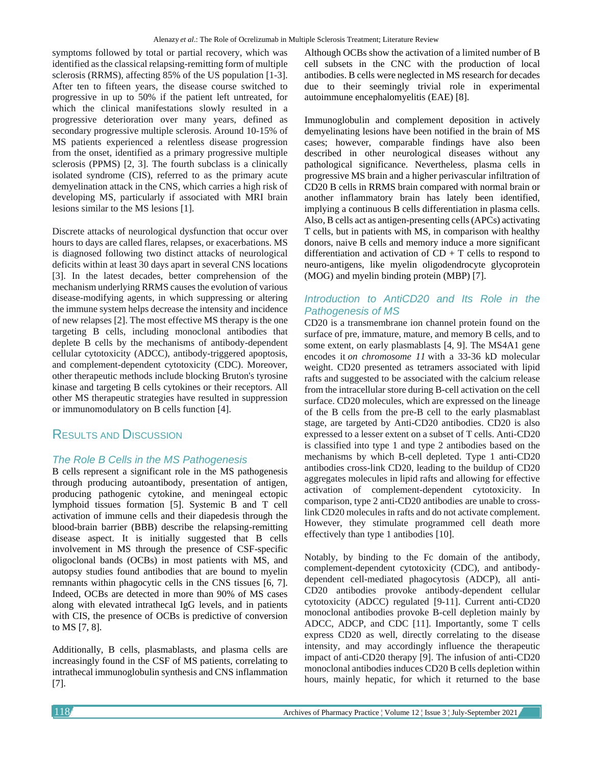symptoms followed by total or partial recovery, which was identified as the classical relapsing-remitting form of multiple sclerosis (RRMS), affecting 85% of the US population [1-3]. After ten to fifteen years, the disease course switched to progressive in up to 50% if the patient left untreated, for which the clinical manifestations slowly resulted in a progressive deterioration over many years, defined as secondary progressive multiple sclerosis. Around 10-15% of MS patients experienced a relentless disease progression from the onset, identified as a primary progressive multiple sclerosis (PPMS) [2, 3]. The fourth subclass is a clinically isolated syndrome (CIS), referred to as the primary acute demyelination attack in the CNS, which carries a high risk of developing MS, particularly if associated with MRI brain lesions similar to the MS lesions [1].

Discrete attacks of neurological dysfunction that occur over hours to days are called flares, relapses, or exacerbations. MS is diagnosed following two distinct attacks of neurological deficits within at least 30 days apart in several CNS locations [3]. In the latest decades, better comprehension of the mechanism underlying RRMS causes the evolution of various disease-modifying agents, in which suppressing or altering the immune system helps decrease the intensity and incidence of new relapses [2]. The most effective MS therapy is the one targeting B cells, including monoclonal antibodies that deplete B cells by the mechanisms of antibody-dependent cellular cytotoxicity (ADCC), antibody-triggered apoptosis, and complement-dependent cytotoxicity (CDC). Moreover, other therapeutic methods include blocking Bruton's tyrosine kinase and targeting B cells cytokines or their receptors. All other MS therapeutic strategies have resulted in suppression or immunomodulatory on B cells function [4].

## Results and Discussion

### The Role B Cells in the MS Pathogenesis

B cells represent a significant role in the MS pathogenesis through producing autoantibody, presentation of antigen, producing pathogenic cytokine, and meningeal ectopic lymphoid tissues formation [5]. Systemic B and T cell activation of immune cells and their diapedesis through the blood-brain barrier (BBB) describe the relapsing-remitting disease aspect. It is initially suggested that B cells involvement in MS through the presence of CSF-specific oligoclonal bands (OCBs) in most patients with MS, and autopsy studies found antibodies that are bound to myelin remnants within phagocytic cells in the CNS tissues [6, 7]. Indeed, OCBs are detected in more than 90% of MS cases along with elevated intrathecal IgG levels, and in patients with CIS, the presence of OCBs is predictive of conversion to MS [7, 8].

Additionally, B cells, plasmablasts, and plasma cells are increasingly found in the CSF of MS patients, correlating to intrathecal immunoglobulin synthesis and CNS inflammation [7].

Although OCBs show the activation of a limited number of B cell subsets in the CNC with the production of local antibodies. B cells were neglected in MS research for decades due to their seemingly trivial role in experimental autoimmune encephalomyelitis (EAE) [8].

Immunoglobulin and complement deposition in actively demyelinating lesions have been notified in the brain of MS cases; however, comparable findings have also been described in other neurological diseases without any pathological significance. Nevertheless, plasma cells in progressive MS brain and a higher perivascular infiltration of CD20 B cells in RRMS brain compared with normal brain or another inflammatory brain has lately been identified, implying a continuous B cells differentiation in plasma cells. Also, B cells act as antigen-presenting cells (APCs) activating T cells, but in patients with MS, in comparison with healthy donors, naive B cells and memory induce a more significant differentiation and activation of CD + T cells to respond to neuro-antigens, like myelin oligodendrocyte glycoprotein (MOG) and myelin binding protein (MBP) [7].

### Introduction to AntiCD20 and Its Role in the Pathogenesis of MS

CD20 is a transmembrane ion channel protein found on the surface of pre, immature, mature, and memory B cells, and to some extent, on early plasmablasts [4, 9]. The MS4A1 gene encodes it *on chromosome 11* with a 33-36 kD molecular weight. CD20 presented as tetramers associated with lipid rafts and suggested to be associated with the calcium release from the intracellular store during B-cell activation on the cell surface. CD20 molecules, which are expressed on the lineage of the B cells from the pre-B cell to the early plasmablast stage, are targeted by Anti-CD20 antibodies. CD20 is also expressed to a lesser extent on a subset of T cells. Anti-CD20 is classified into type 1 and type 2 antibodies based on the mechanisms by which B-cell depleted. Type 1 anti-CD20 antibodies cross-link CD20, leading to the buildup of CD20 aggregates molecules in lipid rafts and allowing for effective activation of complement-dependent cytotoxicity. In comparison, type 2 anti-CD20 antibodies are unable to cross-link CD20 molecules in rafts and do not activate complement. However, they stimulate programmed cell death more effectively than type 1 antibodies [10].

Notably, by binding to the Fc domain of the antibody, complement-dependent cytotoxicity (CDC), and antibody-dependent cell-mediated phagocytosis (ADCP), all anti-CD20 antibodies provoke antibody-dependent cellular cytotoxicity (ADCC) regulated [9-11]. Current anti-CD20 monoclonal antibodies provoke B-cell depletion mainly by ADCC, ADCP, and CDC [11]. Importantly, some T cells express CD20 as well, directly correlating to the disease intensity, and may accordingly influence the therapeutic impact of anti-CD20 therapy [9]. The infusion of anti-CD20 monoclonal antibodies induces CD20 B cells depletion within hours, mainly hepatic, for which it returned to the base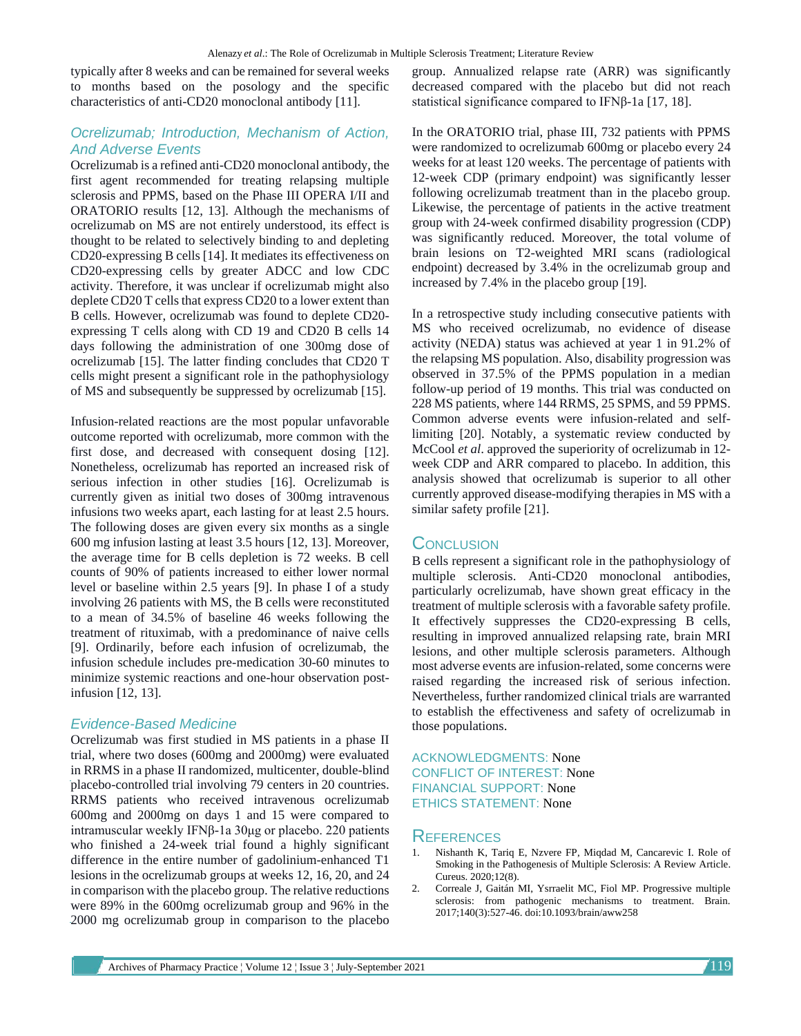typically after 8 weeks and can be remained for several weeks to months based on the posology and the specific characteristics of anti-CD20 monoclonal antibody [11].

## Ocrelizumab; Introduction, Mechanism of Action, And Adverse Events

Ocrelizumab is a refined anti-CD20 monoclonal antibody, the first agent recommended for treating relapsing multiple sclerosis and PPMS, based on the Phase III OPERA I/II and ORATORIO results [12, 13]. Although the mechanisms of ocrelizumab on MS are not entirely understood, its effect is thought to be related to selectively binding to and depleting CD20-expressing B cells [14]. It mediates its effectiveness on CD20-expressing cells by greater ADCC and low CDC activity. Therefore, it was unclear if ocrelizumab might also deplete CD20 T cells that express CD20 to a lower extent than B cells. However, ocrelizumab was found to deplete CD20-expressing T cells along with CD 19 and CD20 B cells 14 days following the administration of one 300mg dose of ocrelizumab [15]. The latter finding concludes that CD20 T cells might present a significant role in the pathophysiology of MS and subsequently be suppressed by ocrelizumab [15].

Infusion-related reactions are the most popular unfavorable outcome reported with ocrelizumab, more common with the first dose, and decreased with consequent dosing [12]. Nonetheless, ocrelizumab has reported an increased risk of serious infection in other studies [16]. Ocrelizumab is currently given as initial two doses of 300mg intravenous infusions two weeks apart, each lasting for at least 2.5 hours. The following doses are given every six months as a single 600 mg infusion lasting at least 3.5 hours [12, 13]. Moreover, the average time for B cells depletion is 72 weeks. B cell counts of 90% of patients increased to either lower normal level or baseline within 2.5 years [9]. In phase I of a study involving 26 patients with MS, the B cells were reconstituted to a mean of 34.5% of baseline 46 weeks following the treatment of rituximab, with a predominance of naive cells [9]. Ordinarily, before each infusion of ocrelizumab, the infusion schedule includes pre-medication 30-60 minutes to minimize systemic reactions and one-hour observation post-infusion [12, 13].

## Evidence-Based Medicine

Ocrelizumab was first studied in MS patients in a phase II trial, where two doses (600mg and 2000mg) were evaluated in RRMS in a phase II randomized, multicenter, double-blind placebo-controlled trial involving 79 centers in 20 countries. RRMS patients who received intravenous ocrelizumab 600mg and 2000mg on days 1 and 15 were compared to intramuscular weekly IFNβ-1a 30μg or placebo. 220 patients who finished a 24-week trial found a highly significant difference in the entire number of gadolinium-enhanced T1 lesions in the ocrelizumab groups at weeks 12, 16, 20, and 24 in comparison with the placebo group. The relative reductions were 89% in the 600mg ocrelizumab group and 96% in the 2000 mg ocrelizumab group in comparison to the placebo group. Annualized relapse rate (ARR) was significantly decreased compared with the placebo but did not reach statistical significance compared to IFNβ-1a [17, 18].

In the ORATORIO trial, phase III, 732 patients with PPMS were randomized to ocrelizumab 600mg or placebo every 24 weeks for at least 120 weeks. The percentage of patients with 12-week CDP (primary endpoint) was significantly lesser following ocrelizumab treatment than in the placebo group. Likewise, the percentage of patients in the active treatment group with 24-week confirmed disability progression (CDP) was significantly reduced. Moreover, the total volume of brain lesions on T2-weighted MRI scans (radiological endpoint) decreased by 3.4% in the ocrelizumab group and increased by 7.4% in the placebo group [19].

In a retrospective study including consecutive patients with MS who received ocrelizumab, no evidence of disease activity (NEDA) status was achieved at year 1 in 91.2% of the relapsing MS population. Also, disability progression was observed in 37.5% of the PPMS population in a median follow-up period of 19 months. This trial was conducted on 228 MS patients, where 144 RRMS, 25 SPMS, and 59 PPMS. Common adverse events were infusion-related and self-limiting [20]. Notably, a systematic review conducted by McCool *et al*. approved the superiority of ocrelizumab in 12-week CDP and ARR compared to placebo. In addition, this analysis showed that ocrelizumab is superior to all other currently approved disease-modifying therapies in MS with a similar safety profile [21].

# Conclusion

B cells represent a significant role in the pathophysiology of multiple sclerosis. Anti-CD20 monoclonal antibodies, particularly ocrelizumab, have shown great efficacy in the treatment of multiple sclerosis with a favorable safety profile. It effectively suppresses the CD20-expressing B cells, resulting in improved annualized relapsing rate, brain MRI lesions, and other multiple sclerosis parameters. Although most adverse events are infusion-related, some concerns were raised regarding the increased risk of serious infection. Nevertheless, further randomized clinical trials are warranted to establish the effectiveness and safety of ocrelizumab in those populations.

ACKNOWLEDGMENTS: None

CONFLICT OF INTEREST: None

FINANCIAL SUPPORT: None

ETHICS STATEMENT: None

# References

1. Nishanth K, Tariq E, Nzvere FP, Miqdad M, Cancarevic I. Role of Smoking in the Pathogenesis of Multiple Sclerosis: A Review Article. Cureus. 2020;12(8).
2. Correale J, Gaitán MI, Ysrraelit MC, Fiol MP. Progressive multiple sclerosis: from pathogenic mechanisms to treatment. Brain. 2017;140(3):527-46. doi:10.1093/brain/aww258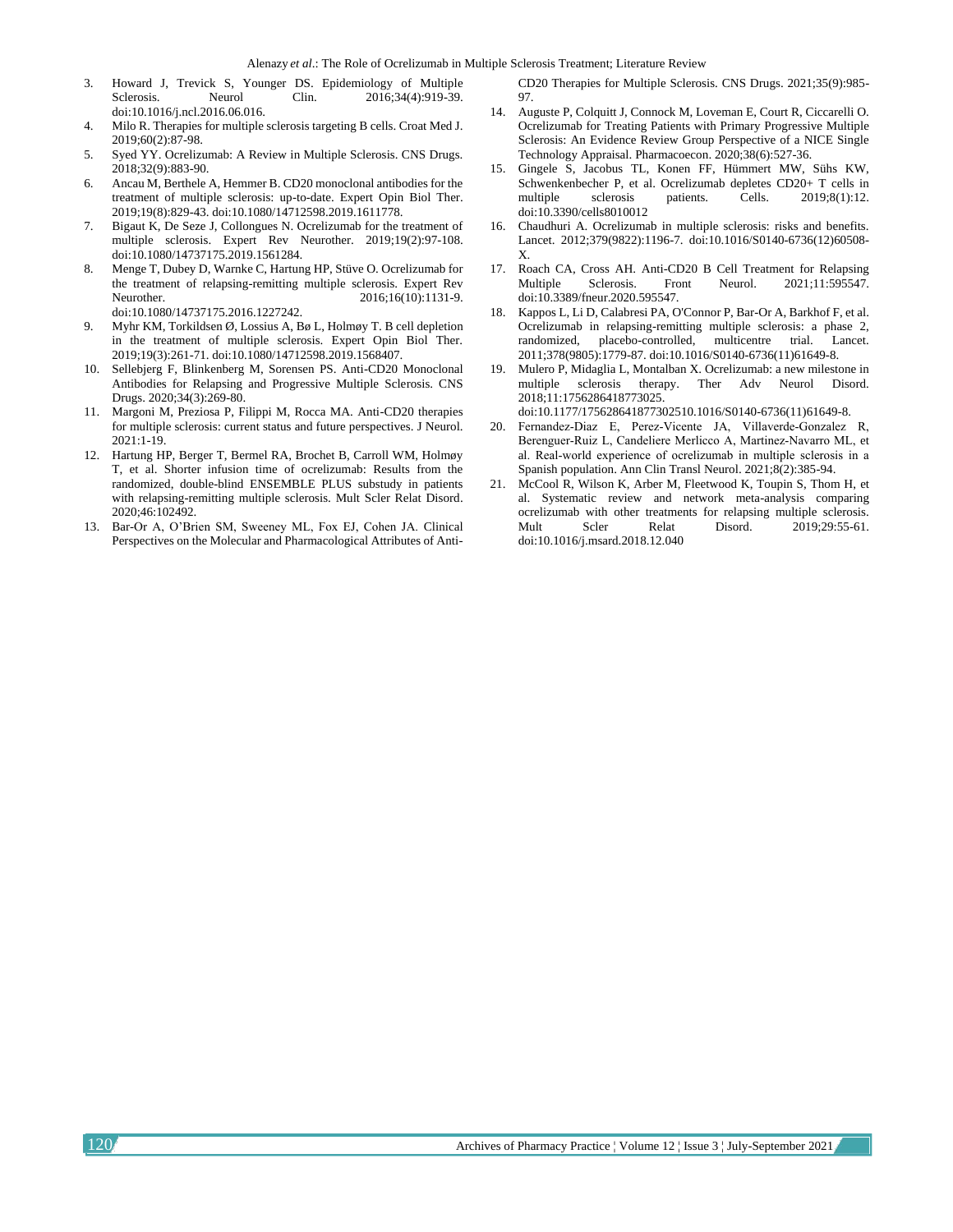3. Howard J, Trevick S, Younger DS. Epidemiology of Multiple Sclerosis. Neurol Clin. 2016;34(4):919-39. doi:10.1016/j.ncl.2016.06.016.
4. Milo R. Therapies for multiple sclerosis targeting B cells. Croat Med J. 2019;60(2):87-98.
5. Syed YY. Ocrelizumab: A Review in Multiple Sclerosis. CNS Drugs. 2018;32(9):883-90.
6. Ancau M, Berthele A, Hemmer B. CD20 monoclonal antibodies for the treatment of multiple sclerosis: up-to-date. Expert Opin Biol Ther. 2019;19(8):829-43. doi:10.1080/14712598.2019.1611778.
7. Bigaut K, De Seze J, Collongues N. Ocrelizumab for the treatment of multiple sclerosis. Expert Rev Neurother. 2019;19(2):97-108. doi:10.1080/14737175.2019.1561284.
8. Menge T, Dubey D, Warnke C, Hartung HP, Stüve O. Ocrelizumab for the treatment of relapsing-remitting multiple sclerosis. Expert Rev Neurother. 2016;16(10):1131-9. doi:10.1080/14737175.2016.1227242.
9. Myhr KM, Torkildsen Ø, Lossius A, Bø L, Holmøy T. B cell depletion in the treatment of multiple sclerosis. Expert Opin Biol Ther. 2019;19(3):261-71. doi:10.1080/14712598.2019.1568407.
10. Sellebjerg F, Blinkenberg M, Sorensen PS. Anti-CD20 Monoclonal Antibodies for Relapsing and Progressive Multiple Sclerosis. CNS Drugs. 2020;34(3):269-80.
11. Margoni M, Preziosa P, Filippi M, Rocca MA. Anti-CD20 therapies for multiple sclerosis: current status and future perspectives. J Neurol. 2021:1-19.
12. Hartung HP, Berger T, Bermel RA, Brochet B, Carroll WM, Holmøy T, et al. Shorter infusion time of ocrelizumab: Results from the randomized, double-blind ENSEMBLE PLUS substudy in patients with relapsing-remitting multiple sclerosis. Mult Scler Relat Disord. 2020;46:102492.
13. Bar-Or A, O'Brien SM, Sweeney ML, Fox EJ, Cohen JA. Clinical Perspectives on the Molecular and Pharmacological Attributes of Anti-CD20 Therapies for Multiple Sclerosis. CNS Drugs. 2021;35(9):985-97.
14. Auguste P, Colquitt J, Connock M, Loveman E, Court R, Ciccarelli O. Ocrelizumab for Treating Patients with Primary Progressive Multiple Sclerosis: An Evidence Review Group Perspective of a NICE Single Technology Appraisal. Pharmacoecon. 2020;38(6):527-36.
15. Gingele S, Jacobus TL, Konen FF, Hümmert MW, Sühs KW, Schwenkenbecher P, et al. Ocrelizumab depletes CD20+ T cells in multiple sclerosis patients. Cells. 2019;8(1):12. doi:10.3390/cells8010012
16. Chaudhuri A. Ocrelizumab in multiple sclerosis: risks and benefits. Lancet. 2012;379(9822):1196-7. doi:10.1016/S0140-6736(12)60508-X.
17. Roach CA, Cross AH. Anti-CD20 B Cell Treatment for Relapsing Multiple Sclerosis. Front Neurol. 2021;11:595547. doi:10.3389/fneur.2020.595547.
18. Kappos L, Li D, Calabresi PA, O'Connor P, Bar-Or A, Barkhof F, et al. Ocrelizumab in relapsing-remitting multiple sclerosis: a phase 2, randomized, placebo-controlled, multicentre trial. Lancet. 2011;378(9805):1779-87. doi:10.1016/S0140-6736(11)61649-8.
19. Mulero P, Midaglia L, Montalban X. Ocrelizumab: a new milestone in multiple sclerosis therapy. Ther Adv Neurol Disord. 2018;11:1756286418773025. doi:10.1177/175628641877302510.1016/S0140-6736(11)61649-8.
20. Fernandez-Diaz E, Perez-Vicente JA, Villaverde-Gonzalez R, Berenguer-Ruiz L, Candeliere Merlicco A, Martinez-Navarro ML, et al. Real-world experience of ocrelizumab in multiple sclerosis in a Spanish population. Ann Clin Transl Neurol. 2021;8(2):385-94.
21. McCool R, Wilson K, Arber M, Fleetwood K, Toupin S, Thom H, et al. Systematic review and network meta-analysis comparing ocrelizumab with other treatments for relapsing multiple sclerosis. Mult Scler Relat Disord. 2019;29:55-61. doi:10.1016/j.msard.2018.12.040